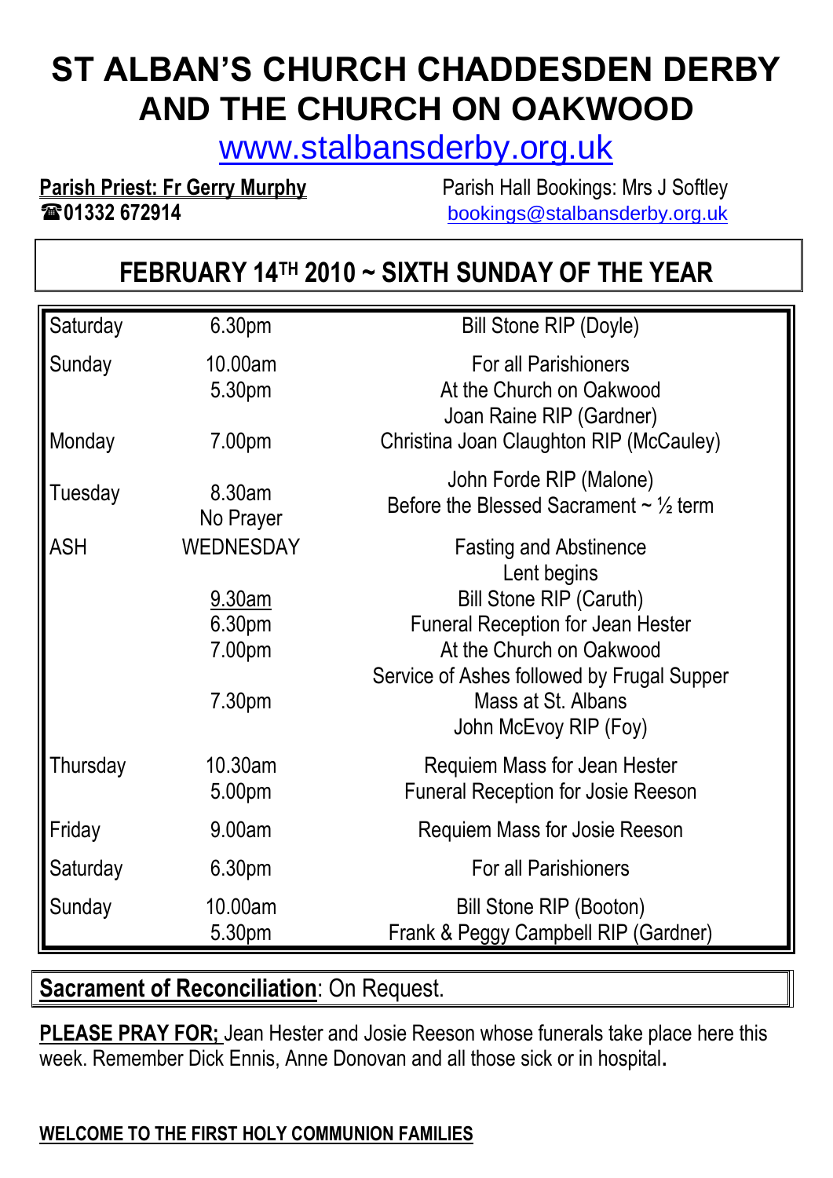# ST ALBAN'S CHURCH CHADDESDEN DERBY AND THE CHURCH ON OAKWOOD

www.stalbansderby.org.uk

**Parish Priest: Fr Gerry Murphy**
☎**01332 672914**

Parish Hall Bookings: Mrs J Softley
bookings@stalbansderby.org.uk

## FEBRUARY 14TH 2010 ~ SIXTH SUNDAY OF THE YEAR

| | | |
|---|---|---|
| Saturday | 6.30pm | Bill Stone RIP (Doyle) |
| Sunday | 10.00am | For all Parishioners |
| | 5.30pm | At the Church on Oakwood |
| | | Joan Raine RIP (Gardner) |
| Monday | 7.00pm | Christina Joan Claughton RIP (McCauley) |
| Tuesday | 8.30am | John Forde RIP (Malone) |
| | No Prayer | Before the Blessed Sacrament ~ ½ term |
| ASH | WEDNESDAY | Fasting and Abstinence |
| | | Lent begins |
| | 9.30am | Bill Stone RIP (Caruth) |
| | 6.30pm | Funeral Reception for Jean Hester |
| | 7.00pm | At the Church on Oakwood |
| | | Service of Ashes followed by Frugal Supper |
| | 7.30pm | Mass at St. Albans |
| | | John McEvoy RIP (Foy) |
| Thursday | 10.30am | Requiem Mass for Jean Hester |
| | 5.00pm | Funeral Reception for Josie Reeson |
| Friday | 9.00am | Requiem Mass for Josie Reeson |
| Saturday | 6.30pm | For all Parishioners |
| Sunday | 10.00am | Bill Stone RIP (Booton) |
| | 5.30pm | Frank & Peggy Campbell RIP (Gardner) |

**Sacrament of Reconciliation**: On Request.

**PLEASE PRAY FOR;** Jean Hester and Josie Reeson whose funerals take place here this week. Remember Dick Ennis, Anne Donovan and all those sick or in hospital**.**

**WELCOME TO THE FIRST HOLY COMMUNION FAMILIES**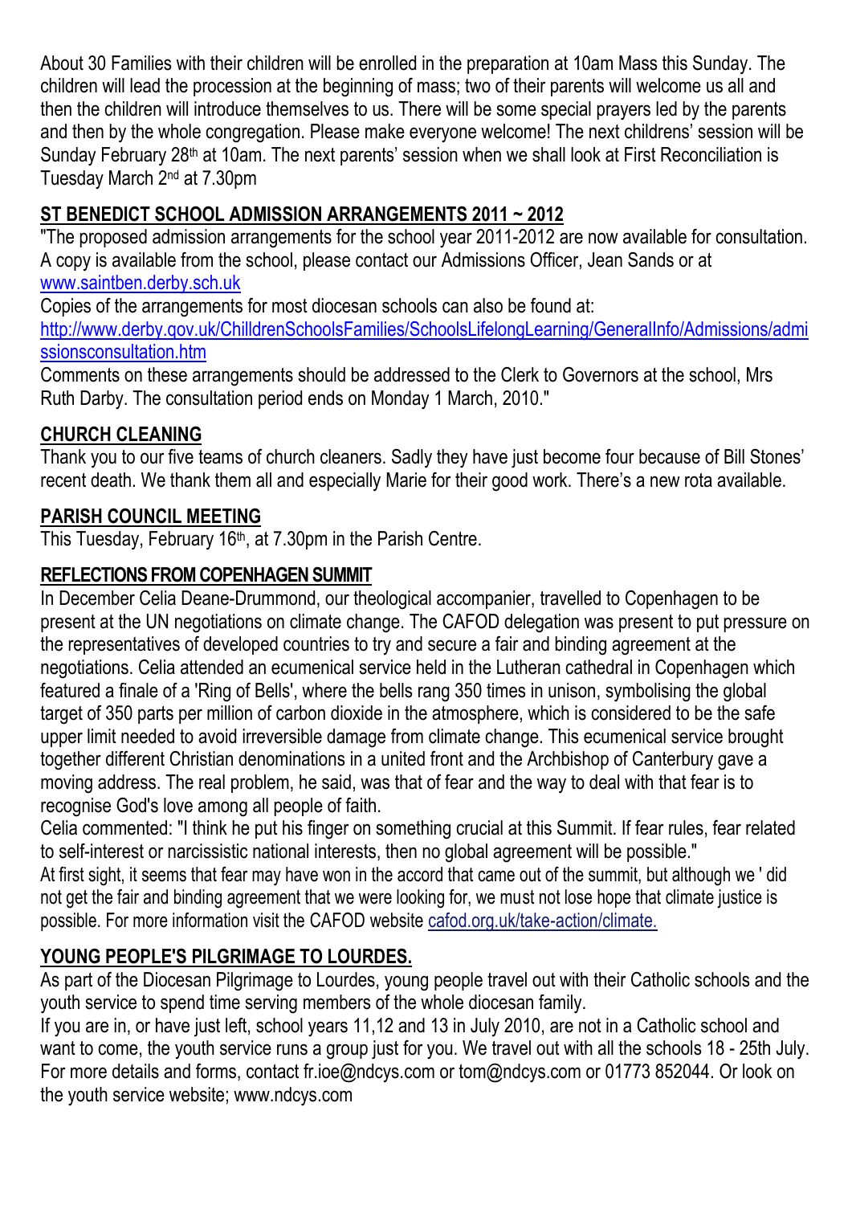About 30 Families with their children will be enrolled in the preparation at 10am Mass this Sunday. The children will lead the procession at the beginning of mass; two of their parents will welcome us all and then the children will introduce themselves to us. There will be some special prayers led by the parents and then by the whole congregation. Please make everyone welcome! The next childrens' session will be Sunday February 28th at 10am. The next parents' session when we shall look at First Reconciliation is Tuesday March 2nd at 7.30pm

## ST BENEDICT SCHOOL ADMISSION ARRANGEMENTS 2011 ~ 2012

"The proposed admission arrangements for the school year 2011-2012 are now available for consultation. A copy is available from the school, please contact our Admissions Officer, Jean Sands or at www.saintben.derby.sch.uk

Copies of the arrangements for most diocesan schools can also be found at:
http://www.derby.gov.uk/ChilldrenSchoolsFamilies/SchoolsLifelongLearning/GeneralInfo/Admissions/admissionsconsultation.htm

Comments on these arrangements should be addressed to the Clerk to Governors at the school, Mrs Ruth Darby. The consultation period ends on Monday 1 March, 2010."

## CHURCH CLEANING

Thank you to our five teams of church cleaners. Sadly they have just become four because of Bill Stones' recent death. We thank them all and especially Marie for their good work. There's a new rota available.

## PARISH COUNCIL MEETING

This Tuesday, February 16th, at 7.30pm in the Parish Centre.

## REFLECTIONS FROM COPENHAGEN SUMMIT

In December Celia Deane-Drummond, our theological accompanier, travelled to Copenhagen to be present at the UN negotiations on climate change. The CAFOD delegation was present to put pressure on the representatives of developed countries to try and secure a fair and binding agreement at the negotiations. Celia attended an ecumenical service held in the Lutheran cathedral in Copenhagen which featured a finale of a 'Ring of Bells', where the bells rang 350 times in unison, symbolising the global target of 350 parts per million of carbon dioxide in the atmosphere, which is considered to be the safe upper limit needed to avoid irreversible damage from climate change. This ecumenical service brought together different Christian denominations in a united front and the Archbishop of Canterbury gave a moving address. The real problem, he said, was that of fear and the way to deal with that fear is to recognise God's love among all people of faith.

Celia commented: "I think he put his finger on something crucial at this Summit. If fear rules, fear related to self-interest or narcissistic national interests, then no global agreement will be possible."

At first sight, it seems that fear may have won in the accord that came out of the summit, but although we ' did not get the fair and binding agreement that we were looking for, we must not lose hope that climate justice is possible. For more information visit the CAFOD website cafod.org.uk/take-action/climate.

## YOUNG PEOPLE'S PILGRIMAGE TO LOURDES.

As part of the Diocesan Pilgrimage to Lourdes, young people travel out with their Catholic schools and the youth service to spend time serving members of the whole diocesan family.

If you are in, or have just left, school years 11,12 and 13 in July 2010, are not in a Catholic school and want to come, the youth service runs a group just for you. We travel out with all the schools 18 - 25th July. For more details and forms, contact fr.ioe@ndcys.com or tom@ndcys.com or 01773 852044. Or look on the youth service website; www.ndcys.com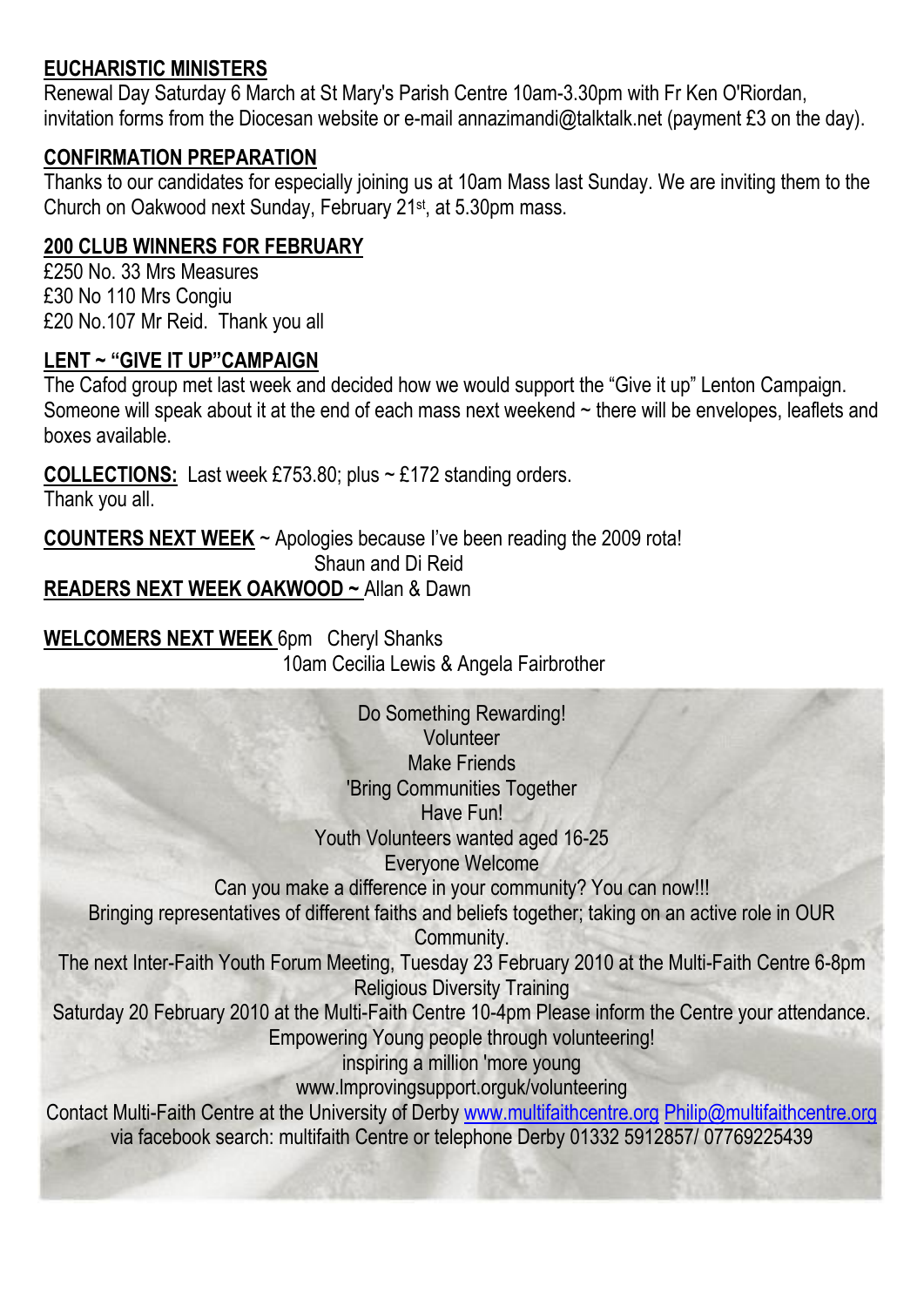**EUCHARISTIC MINISTERS**

Renewal Day Saturday 6 March at St Mary's Parish Centre 10am-3.30pm with Fr Ken O'Riordan, invitation forms from the Diocesan website or e-mail annazimandi@talktalk.net (payment £3 on the day).

**CONFIRMATION PREPARATION**

Thanks to our candidates for especially joining us at 10am Mass last Sunday. We are inviting them to the Church on Oakwood next Sunday, February 21st, at 5.30pm mass.

**200 CLUB WINNERS FOR FEBRUARY**

£250 No. 33 Mrs Measures
£30 No 110 Mrs Congiu
£20 No.107 Mr Reid. Thank you all

**LENT ~ "GIVE IT UP"CAMPAIGN**

The Cafod group met last week and decided how we would support the "Give it up" Lenton Campaign. Someone will speak about it at the end of each mass next weekend ~ there will be envelopes, leaflets and boxes available.

**COLLECTIONS:** Last week £753.80; plus ~ £172 standing orders.
Thank you all.

**COUNTERS NEXT WEEK** ~ Apologies because I've been reading the 2009 rota!
Shaun and Di Reid

**READERS NEXT WEEK OAKWOOD ~** Allan & Dawn

**WELCOMERS NEXT WEEK** 6pm Cheryl Shanks
10am Cecilia Lewis & Angela Fairbrother

Do Something Rewarding!
Volunteer
Make Friends
'Bring Communities Together
Have Fun!
Youth Volunteers wanted aged 16-25
Everyone Welcome
Can you make a difference in your community? You can now!!!
Bringing representatives of different faiths and beliefs together; taking on an active role in OUR Community.
The next Inter-Faith Youth Forum Meeting, Tuesday 23 February 2010 at the Multi-Faith Centre 6-8pm
Religious Diversity Training
Saturday 20 February 2010 at the Multi-Faith Centre 10-4pm Please inform the Centre your attendance.
Empowering Young people through volunteering!
inspiring a million 'more young
www.Improvingsupport.orguk/volunteering
Contact Multi-Faith Centre at the University of Derby www.multifaithcentre.org Philip@multifaithcentre.org
via facebook search: multifaith Centre or telephone Derby 01332 5912857/ 07769225439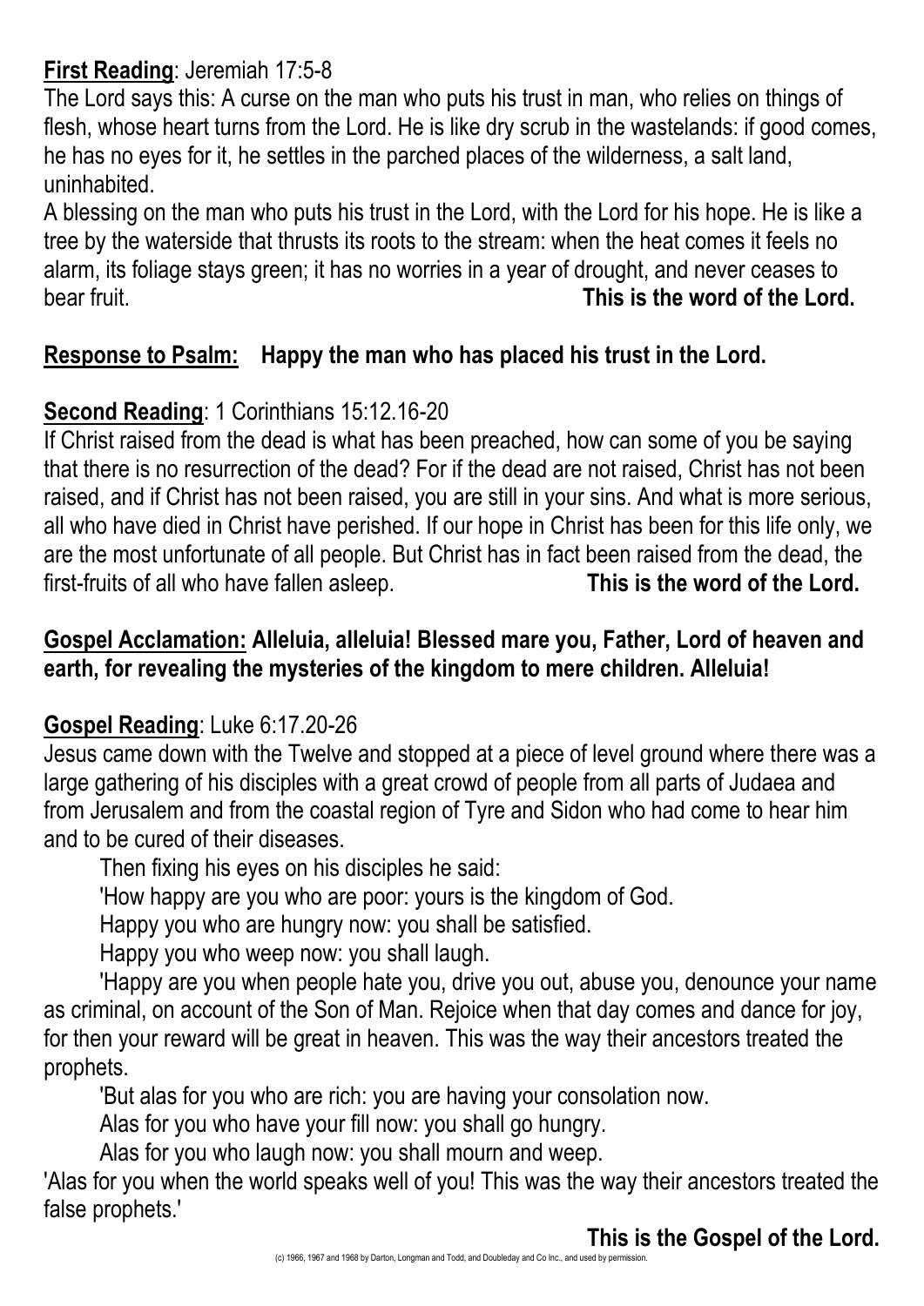**First Reading**: Jeremiah 17:5-8

The Lord says this: A curse on the man who puts his trust in man, who relies on things of flesh, whose heart turns from the Lord. He is like dry scrub in the wastelands: if good comes, he has no eyes for it, he settles in the parched places of the wilderness, a salt land, uninhabited.

A blessing on the man who puts his trust in the Lord, with the Lord for his hope. He is like a tree by the waterside that thrusts its roots to the stream: when the heat comes it feels no alarm, its foliage stays green; it has no worries in a year of drought, and never ceases to bear fruit. **This is the word of the Lord.**

**Response to Psalm: Happy the man who has placed his trust in the Lord.**

**Second Reading**: 1 Corinthians 15:12.16-20

If Christ raised from the dead is what has been preached, how can some of you be saying that there is no resurrection of the dead? For if the dead are not raised, Christ has not been raised, and if Christ has not been raised, you are still in your sins. And what is more serious, all who have died in Christ have perished. If our hope in Christ has been for this life only, we are the most unfortunate of all people. But Christ has in fact been raised from the dead, the first-fruits of all who have fallen asleep. **This is the word of the Lord.**

**Gospel Acclamation: Alleluia, alleluia! Blessed mare you, Father, Lord of heaven and earth, for revealing the mysteries of the kingdom to mere children. Alleluia!**

**Gospel Reading**: Luke 6:17.20-26

Jesus came down with the Twelve and stopped at a piece of level ground where there was a large gathering of his disciples with a great crowd of people from all parts of Judaea and from Jerusalem and from the coastal region of Tyre and Sidon who had come to hear him and to be cured of their diseases.

Then fixing his eyes on his disciples he said:

'How happy are you who are poor: yours is the kingdom of God.

Happy you who are hungry now: you shall be satisfied.

Happy you who weep now: you shall laugh.

'Happy are you when people hate you, drive you out, abuse you, denounce your name as criminal, on account of the Son of Man. Rejoice when that day comes and dance for joy, for then your reward will be great in heaven. This was the way their ancestors treated the prophets.

'But alas for you who are rich: you are having your consolation now.

Alas for you who have your fill now: you shall go hungry.

Alas for you who laugh now: you shall mourn and weep.

'Alas for you when the world speaks well of you! This was the way their ancestors treated the false prophets.'

**This is the Gospel of the Lord.**

(c) 1966, 1967 and 1968 by Darton, Longman and Todd, and Doubleday and Co Inc., and used by permission.